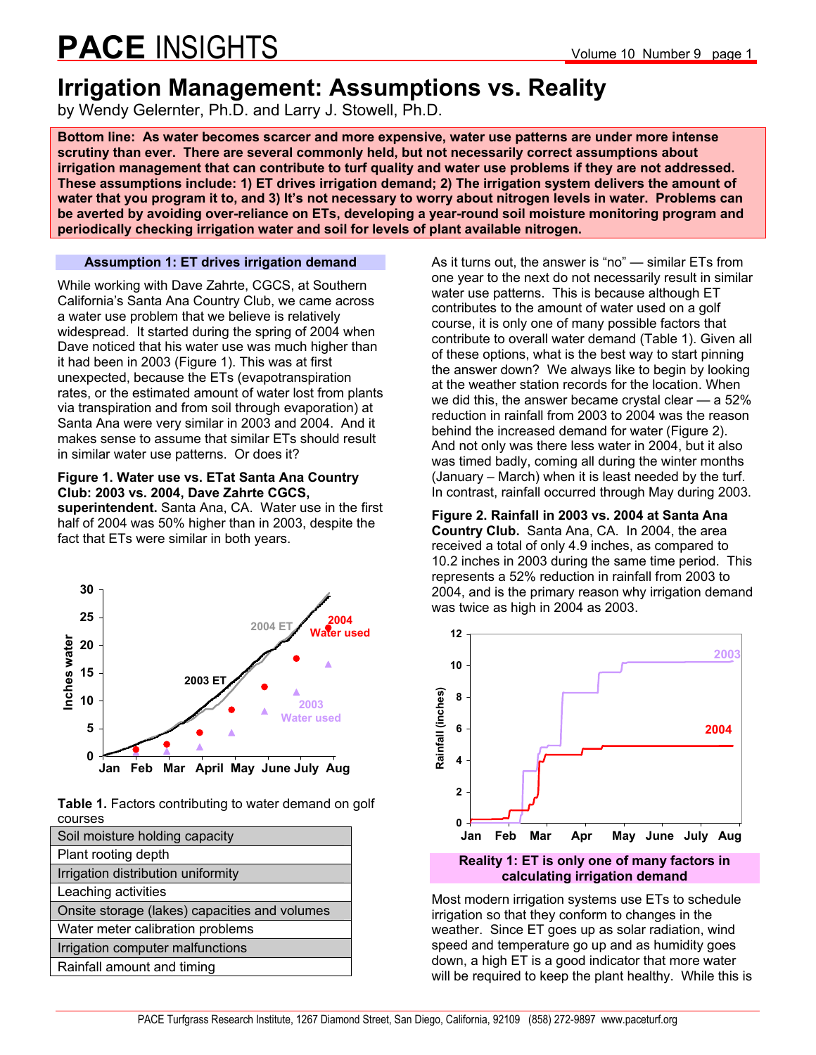# PACE INSIGHTS

## Irrigation Management: Assumptions vs. Reality

by Wendy Gelernter, Ph.D. and Larry J. Stowell, Ph.D.

**Bottom line: As water becomes scarcer and more expensive, water use patterns are under more intense scrutiny than ever. There are several commonly held, but not necessarily correct assumptions about irrigation management that can contribute to turf quality and water use problems if they are not addressed. These assumptions include: 1) ET drives irrigation demand; 2) The irrigation system delivers the amount of water that you program it to, and 3) It's not necessary to worry about nitrogen levels in water. Problems can be averted by avoiding over-reliance on ETs, developing a year-round soil moisture monitoring program and periodically checking irrigation water and soil for levels of plant available nitrogen.**

### Assumption 1: ET drives irrigation demand

While working with Dave Zahrte, CGCS, at Southern California's Santa Ana Country Club, we came across a water use problem that we believe is relatively widespread. It started during the spring of 2004 when Dave noticed that his water use was much higher than it had been in 2003 (Figure 1). This was at first unexpected, because the ETs (evapotranspiration rates, or the estimated amount of water lost from plants via transpiration and from soil through evaporation) at Santa Ana were very similar in 2003 and 2004. And it makes sense to assume that similar ETs should result in similar water use patterns. Or does it?

**Figure 1. Water use vs. ETat Santa Ana Country Club: 2003 vs. 2004, Dave Zahrte CGCS, superintendent.** Santa Ana, CA. Water use in the first half of 2004 was 50% higher than in 2003, despite the fact that ETs were similar in both years.

**Table 1.** Factors contributing to water demand on golf courses

| |
|---|
| Soil moisture holding capacity |
| Plant rooting depth |
| Irrigation distribution uniformity |
| Leaching activities |
| Onsite storage (lakes) capacities and volumes |
| Water meter calibration problems |
| Irrigation computer malfunctions |
| Rainfall amount and timing |

As it turns out, the answer is "no" — similar ETs from one year to the next do not necessarily result in similar water use patterns. This is because although ET contributes to the amount of water used on a golf course, it is only one of many possible factors that contribute to overall water demand (Table 1). Given all of these options, what is the best way to start pinning the answer down? We always like to begin by looking at the weather station records for the location. When we did this, the answer became crystal clear — a 52% reduction in rainfall from 2003 to 2004 was the reason behind the increased demand for water (Figure 2). And not only was there less water in 2004, but it also was timed badly, coming all during the winter months (January – March) when it is least needed by the turf. In contrast, rainfall occurred through May during 2003.

**Figure 2. Rainfall in 2003 vs. 2004 at Santa Ana Country Club.** Santa Ana, CA. In 2004, the area received a total of only 4.9 inches, as compared to 10.2 inches in 2003 during the same time period. This represents a 52% reduction in rainfall from 2003 to 2004, and is the primary reason why irrigation demand was twice as high in 2004 as 2003.

### Reality 1: ET is only one of many factors in calculating irrigation demand

Most modern irrigation systems use ETs to schedule irrigation so that they conform to changes in the weather. Since ET goes up as solar radiation, wind speed and temperature go up and as humidity goes down, a high ET is a good indicator that more water will be required to keep the plant healthy. While this is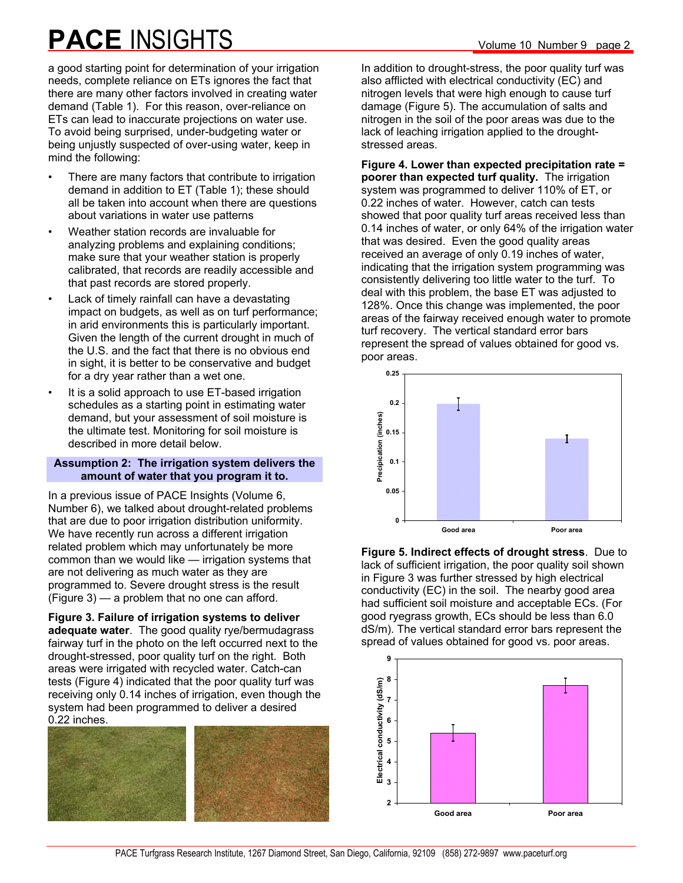a good starting point for determination of your irrigation needs, complete reliance on ETs ignores the fact that there are many other factors involved in creating water demand (Table 1). For this reason, over-reliance on ETs can lead to inaccurate projections on water use. To avoid being surprised, under-budgeting water or being unjustly suspected of over-using water, keep in mind the following:

- There are many factors that contribute to irrigation demand in addition to ET (Table 1); these should all be taken into account when there are questions about variations in water use patterns
- Weather station records are invaluable for analyzing problems and explaining conditions; make sure that your weather station is properly calibrated, that records are readily accessible and that past records are stored properly.
- Lack of timely rainfall can have a devastating impact on budgets, as well as on turf performance; in arid environments this is particularly important. Given the length of the current drought in much of the U.S. and the fact that there is no obvious end in sight, it is better to be conservative and budget for a dry year rather than a wet one.
- It is a solid approach to use ET-based irrigation schedules as a starting point in estimating water demand, but your assessment of soil moisture is the ultimate test. Monitoring for soil moisture is described in more detail below.

## Assumption 2: The irrigation system delivers the amount of water that you program it to.

In a previous issue of PACE Insights (Volume 6, Number 6), we talked about drought-related problems that are due to poor irrigation distribution uniformity. We have recently run across a different irrigation related problem which may unfortunately be more common than we would like — irrigation systems that are not delivering as much water as they are programmed to. Severe drought stress is the result (Figure 3) — a problem that no one can afford.

**Figure 3. Failure of irrigation systems to deliver adequate water**. The good quality rye/bermudagrass fairway turf in the photo on the left occurred next to the drought-stressed, poor quality turf on the right. Both areas were irrigated with recycled water. Catch-can tests (Figure 4) indicated that the poor quality turf was receiving only 0.14 inches of irrigation, even though the system had been programmed to deliver a desired 0.22 inches.

In addition to drought-stress, the poor quality turf was also afflicted with electrical conductivity (EC) and nitrogen levels that were high enough to cause turf damage (Figure 5). The accumulation of salts and nitrogen in the soil of the poor areas was due to the lack of leaching irrigation applied to the drought-stressed areas.

**Figure 4. Lower than expected precipitation rate = poorer than expected turf quality.** The irrigation system was programmed to deliver 110% of ET, or 0.22 inches of water. However, catch can tests showed that poor quality turf areas received less than 0.14 inches of water, or only 64% of the irrigation water that was desired. Even the good quality areas received an average of only 0.19 inches of water, indicating that the irrigation system programming was consistently delivering too little water to the turf. To deal with this problem, the base ET was adjusted to 128%. Once this change was implemented, the poor areas of the fairway received enough water to promote turf recovery. The vertical standard error bars represent the spread of values obtained for good vs. poor areas.

**Figure 5. Indirect effects of drought stress**. Due to lack of sufficient irrigation, the poor quality soil shown in Figure 3 was further stressed by high electrical conductivity (EC) in the soil. The nearby good area had sufficient soil moisture and acceptable ECs. (For good ryegrass growth, ECs should be less than 6.0 dS/m). The vertical standard error bars represent the spread of values obtained for good vs. poor areas.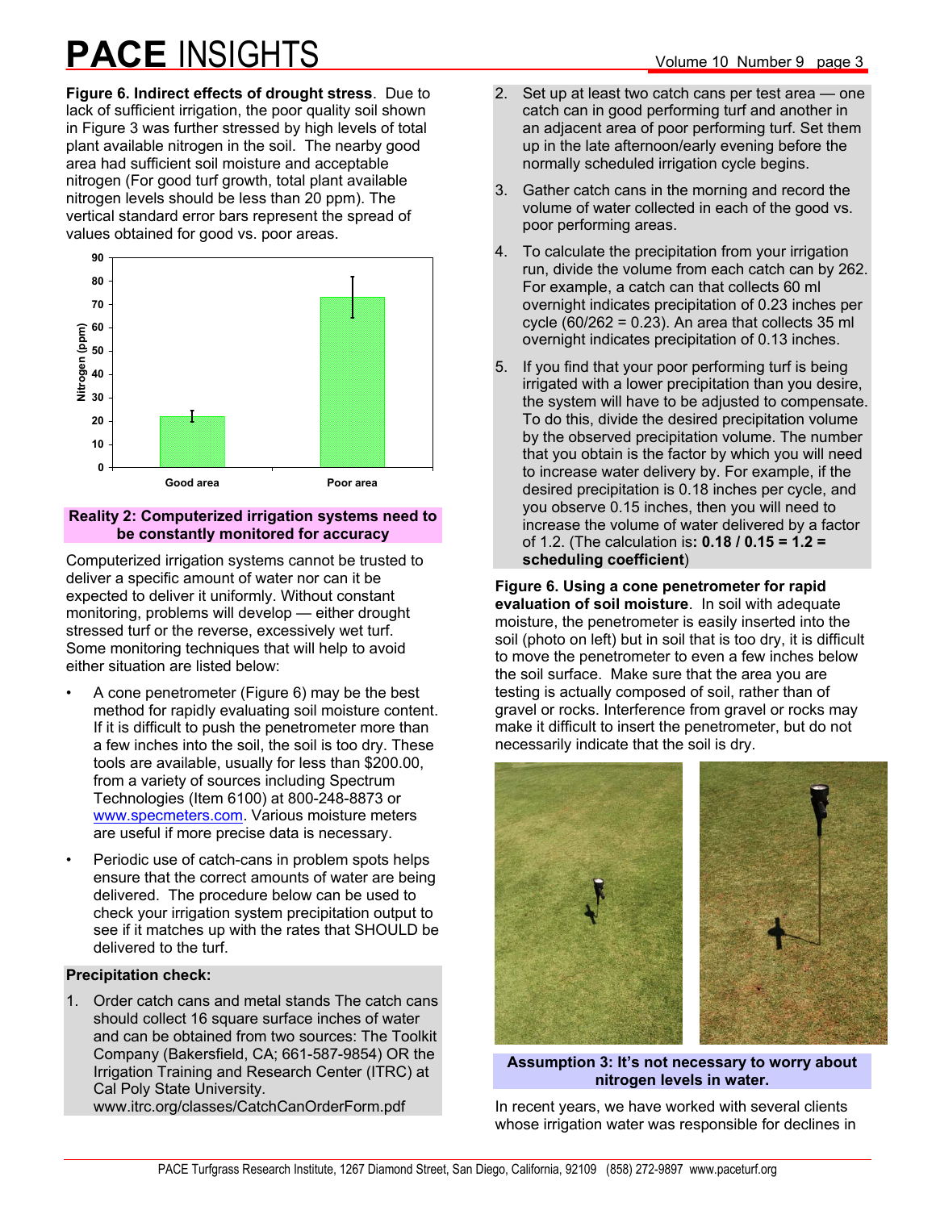**Figure 6. Indirect effects of drought stress**. Due to lack of sufficient irrigation, the poor quality soil shown in Figure 3 was further stressed by high levels of total plant available nitrogen in the soil. The nearby good area had sufficient soil moisture and acceptable nitrogen (For good turf growth, total plant available nitrogen levels should be less than 20 ppm). The vertical standard error bars represent the spread of values obtained for good vs. poor areas.

### Reality 2: Computerized irrigation systems need to be constantly monitored for accuracy

Computerized irrigation systems cannot be trusted to deliver a specific amount of water nor can it be expected to deliver it uniformly. Without constant monitoring, problems will develop — either drought stressed turf or the reverse, excessively wet turf. Some monitoring techniques that will help to avoid either situation are listed below:

- A cone penetrometer (Figure 6) may be the best method for rapidly evaluating soil moisture content. If it is difficult to push the penetrometer more than a few inches into the soil, the soil is too dry. These tools are available, usually for less than $200.00, from a variety of sources including Spectrum Technologies (Item 6100) at 800-248-8873 or www.specmeters.com. Various moisture meters are useful if more precise data is necessary.
- Periodic use of catch-cans in problem spots helps ensure that the correct amounts of water are being delivered. The procedure below can be used to check your irrigation system precipitation output to see if it matches up with the rates that SHOULD be delivered to the turf.

**Precipitation check:**

1. Order catch cans and metal stands The catch cans should collect 16 square surface inches of water and can be obtained from two sources: The Toolkit Company (Bakersfield, CA; 661-587-9854) OR the Irrigation Training and Research Center (ITRC) at Cal Poly State University. www.itrc.org/classes/CatchCanOrderForm.pdf
2. Set up at least two catch cans per test area — one catch can in good performing turf and another in an adjacent area of poor performing turf. Set them up in the late afternoon/early evening before the normally scheduled irrigation cycle begins.
3. Gather catch cans in the morning and record the volume of water collected in each of the good vs. poor performing areas.
4. To calculate the precipitation from your irrigation run, divide the volume from each catch can by 262. For example, a catch can that collects 60 ml overnight indicates precipitation of 0.23 inches per cycle (60/262 = 0.23). An area that collects 35 ml overnight indicates precipitation of 0.13 inches.
5. If you find that your poor performing turf is being irrigated with a lower precipitation than you desire, the system will have to be adjusted to compensate. To do this, divide the desired precipitation volume by the observed precipitation volume. The number that you obtain is the factor by which you will need to increase water delivery by. For example, if the desired precipitation is 0.18 inches per cycle, and you observe 0.15 inches, then you will need to increase the volume of water delivered by a factor of 1.2. (The calculation is**: 0.18 / 0.15 = 1.2 = scheduling coefficient**)

**Figure 6. Using a cone penetrometer for rapid evaluation of soil moisture**. In soil with adequate moisture, the penetrometer is easily inserted into the soil (photo on left) but in soil that is too dry, it is difficult to move the penetrometer to even a few inches below the soil surface. Make sure that the area you are testing is actually composed of soil, rather than of gravel or rocks. Interference from gravel or rocks may make it difficult to insert the penetrometer, but do not necessarily indicate that the soil is dry.

### Assumption 3: It's not necessary to worry about nitrogen levels in water.

In recent years, we have worked with several clients whose irrigation water was responsible for declines in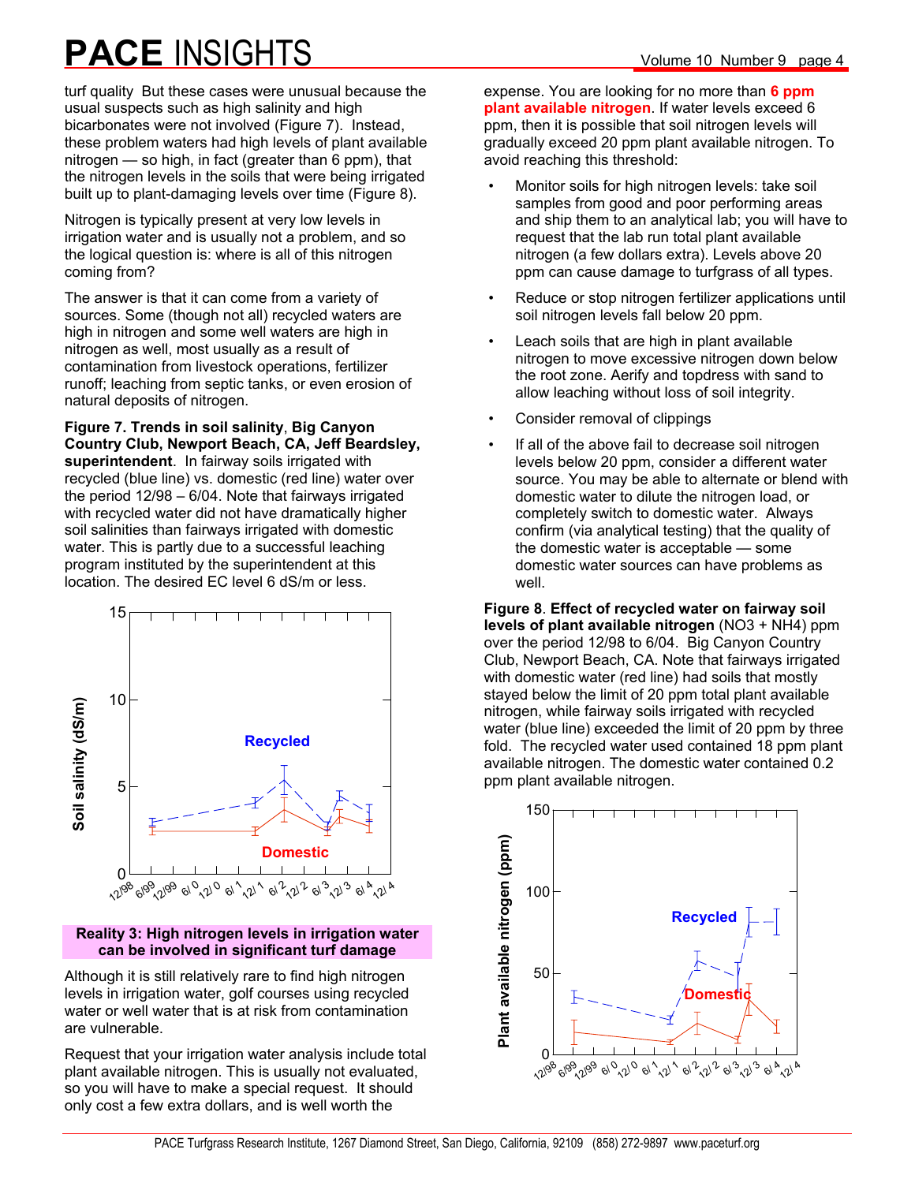turf quality But these cases were unusual because the usual suspects such as high salinity and high bicarbonates were not involved (Figure 7). Instead, these problem waters had high levels of plant available nitrogen — so high, in fact (greater than 6 ppm), that the nitrogen levels in the soils that were being irrigated built up to plant-damaging levels over time (Figure 8).

Nitrogen is typically present at very low levels in irrigation water and is usually not a problem, and so the logical question is: where is all of this nitrogen coming from?

The answer is that it can come from a variety of sources. Some (though not all) recycled waters are high in nitrogen and some well waters are high in nitrogen as well, most usually as a result of contamination from livestock operations, fertilizer runoff; leaching from septic tanks, or even erosion of natural deposits of nitrogen.

**Figure 7. Trends in soil salinity**, **Big Canyon Country Club, Newport Beach, CA, Jeff Beardsley, superintendent**. In fairway soils irrigated with recycled (blue line) vs. domestic (red line) water over the period 12/98 – 6/04. Note that fairways irrigated with recycled water did not have dramatically higher soil salinities than fairways irrigated with domestic water. This is partly due to a successful leaching program instituted by the superintendent at this location. The desired EC level 6 dS/m or less.

Soil salinity (dS/m)
15
10
5
0
Recycled
Domestic
12/98 6/99 12/99 6/0 12/0 6/1 12/1 6/2 12/2 6/3 12/3 6/4 12/4

## Reality 3: High nitrogen levels in irrigation water can be involved in significant turf damage

Although it is still relatively rare to find high nitrogen levels in irrigation water, golf courses using recycled water or well water that is at risk from contamination are vulnerable.

Request that your irrigation water analysis include total plant available nitrogen. This is usually not evaluated, so you will have to make a special request. It should only cost a few extra dollars, and is well worth the expense. You are looking for no more than **6 ppm plant available nitrogen**. If water levels exceed 6 ppm, then it is possible that soil nitrogen levels will gradually exceed 20 ppm plant available nitrogen. To avoid reaching this threshold:

- Monitor soils for high nitrogen levels: take soil samples from good and poor performing areas and ship them to an analytical lab; you will have to request that the lab run total plant available nitrogen (a few dollars extra). Levels above 20 ppm can cause damage to turfgrass of all types.
- Reduce or stop nitrogen fertilizer applications until soil nitrogen levels fall below 20 ppm.
- Leach soils that are high in plant available nitrogen to move excessive nitrogen down below the root zone. Aerify and topdress with sand to allow leaching without loss of soil integrity.
- Consider removal of clippings
- If all of the above fail to decrease soil nitrogen levels below 20 ppm, consider a different water source. You may be able to alternate or blend with domestic water to dilute the nitrogen load, or completely switch to domestic water. Always confirm (via analytical testing) that the quality of the domestic water is acceptable — some domestic water sources can have problems as well.

**Figure 8**. **Effect of recycled water on fairway soil levels of plant available nitrogen** ($NO_3$ + $NH_4$) ppm over the period 12/98 to 6/04. Big Canyon Country Club, Newport Beach, CA. Note that fairways irrigated with domestic water (red line) had soils that mostly stayed below the limit of 20 ppm total plant available nitrogen, while fairway soils irrigated with recycled water (blue line) exceeded the limit of 20 ppm by three fold. The recycled water used contained 18 ppm plant available nitrogen. The domestic water contained 0.2 ppm plant available nitrogen.

Plant available nitrogen (ppm)
150
100
50
0
Recycled
Domestic
12/98 6/99 12/99 6/0 12/0 6/1 12/1 6/2 12/2 6/3 12/3 6/4 12/4

PACE Turfgrass Research Institute, 1267 Diamond Street, San Diego, California, 92109 (858) 272-9897 www.paceturf.org